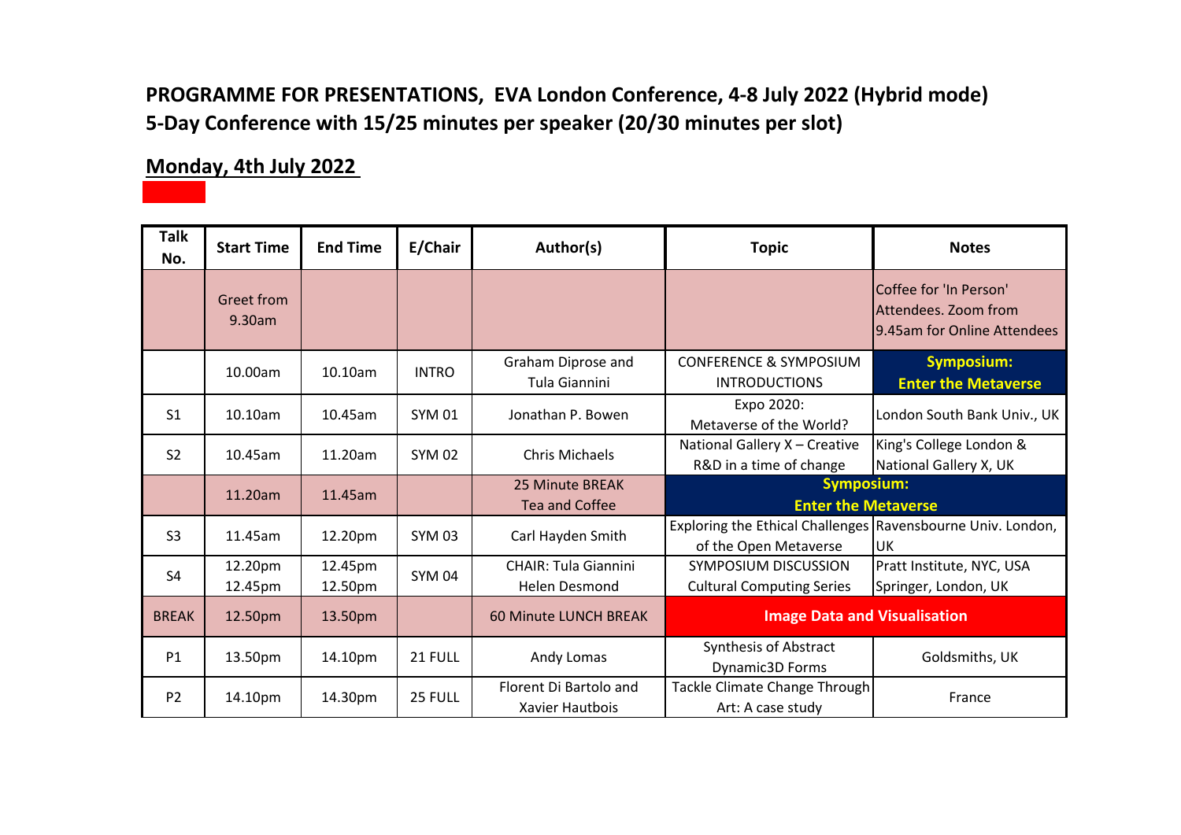**PROGRAMME FOR PRESENTATIONS, EVA London Conference, 4-8 July 2022 (Hybrid mode)**
**5-Day Conference with 15/25 minutes per speaker (20/30 minutes per slot)**

## Monday, 4th July 2022

| Talk No. | Start Time | End Time | E/Chair | Author(s) | Topic | Notes |
|---|---|---|---|---|---|---|
| | Greet from 9.30am | | | | | Coffee for 'In Person' Attendees. Zoom from 9.45am for Online Attendees |
| | 10.00am | 10.10am | INTRO | Graham Diprose and Tula Giannini | CONFERENCE & SYMPOSIUM INTRODUCTIONS | **Symposium: Enter the Metaverse** |
| S1 | 10.10am | 10.45am | SYM 01 | Jonathan P. Bowen | Expo 2020: Metaverse of the World? | London South Bank Univ., UK |
| S2 | 10.45am | 11.20am | SYM 02 | Chris Michaels | National Gallery X – Creative R&D in a time of change | King's College London & National Gallery X, UK |
| | 11.20am | 11.45am | | 25 Minute BREAK Tea and Coffee | **Symposium: Enter the Metaverse** | |
| S3 | 11.45am | 12.20pm | SYM 03 | Carl Hayden Smith | Exploring the Ethical Challenges of the Open Metaverse | Ravensbourne Univ. London, UK |
| S4 | 12.20pm 12.45pm | 12.45pm 12.50pm | SYM 04 | CHAIR: Tula Giannini Helen Desmond | SYMPOSIUM DISCUSSION Cultural Computing Series | Pratt Institute, NYC, USA Springer, London, UK |
| BREAK | 12.50pm | 13.50pm | | 60 Minute LUNCH BREAK | **Image Data and Visualisation** | |
| P1 | 13.50pm | 14.10pm | 21 FULL | Andy Lomas | Synthesis of Abstract Dynamic3D Forms | Goldsmiths, UK |
| P2 | 14.10pm | 14.30pm | 25 FULL | Florent Di Bartolo and Xavier Hautbois | Tackle Climate Change Through Art: A case study | France |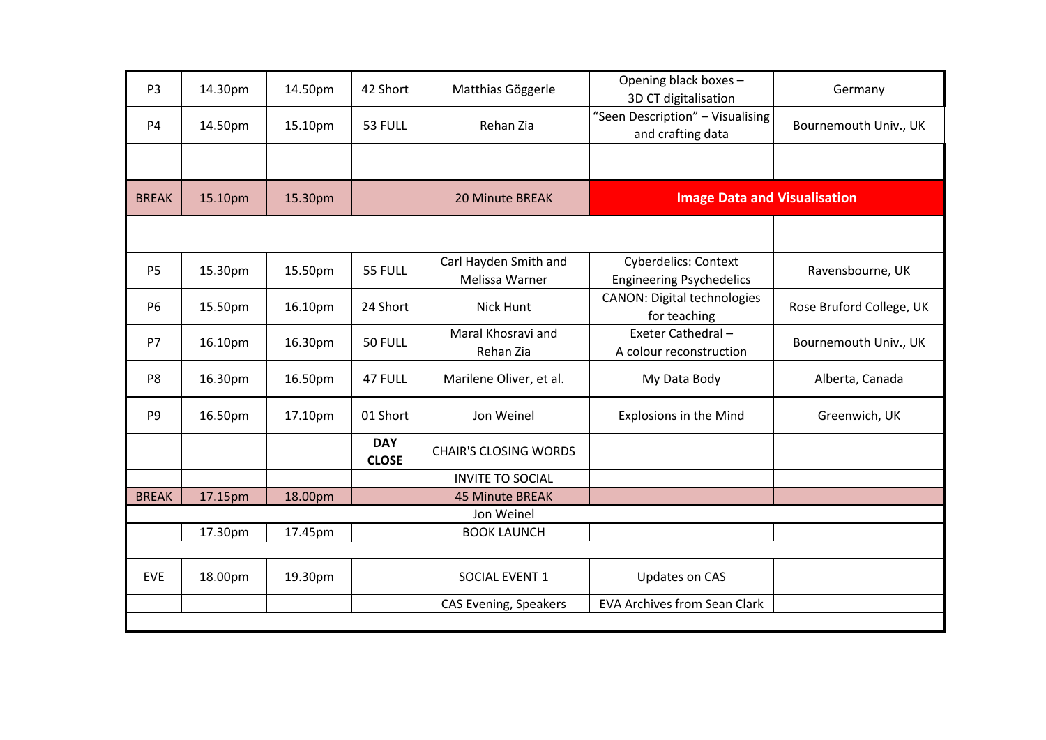| P3 | 14.30pm | 14.50pm | 42 Short | Matthias Göggerle | Opening black boxes – 3D CT digitalisation | Germany |
|---|---|---|---|---|---|---|
| P4 | 14.50pm | 15.10pm | 53 FULL | Rehan Zia | "Seen Description" – Visualising and crafting data | Bournemouth Univ., UK |
| | | | | | | |
| BREAK | 15.10pm | 15.30pm | | 20 Minute BREAK | **Image Data and Visualisation** | |
| | | | | | | |
| P5 | 15.30pm | 15.50pm | 55 FULL | Carl Hayden Smith and Melissa Warner | Cyberdelics: Context Engineering Psychedelics | Ravensbourne, UK |
| P6 | 15.50pm | 16.10pm | 24 Short | Nick Hunt | CANON: Digital technologies for teaching | Rose Bruford College, UK |
| P7 | 16.10pm | 16.30pm | 50 FULL | Maral Khosravi and Rehan Zia | Exeter Cathedral – A colour reconstruction | Bournemouth Univ., UK |
| P8 | 16.30pm | 16.50pm | 47 FULL | Marilene Oliver, et al. | My Data Body | Alberta, Canada |
| P9 | 16.50pm | 17.10pm | 01 Short | Jon Weinel | Explosions in the Mind | Greenwich, UK |
| | | | **DAY CLOSE** | CHAIR'S CLOSING WORDS | | |
| | | | | INVITE TO SOCIAL | | |
| BREAK | 17.15pm | 18.00pm | | 45 Minute BREAK | | |
| | | | | Jon Weinel | | |
| | 17.30pm | 17.45pm | | BOOK LAUNCH | | |
| | | | | | | |
| EVE | 18.00pm | 19.30pm | | SOCIAL EVENT 1 | Updates on CAS | |
| | | | | CAS Evening, Speakers | EVA Archives from Sean Clark | |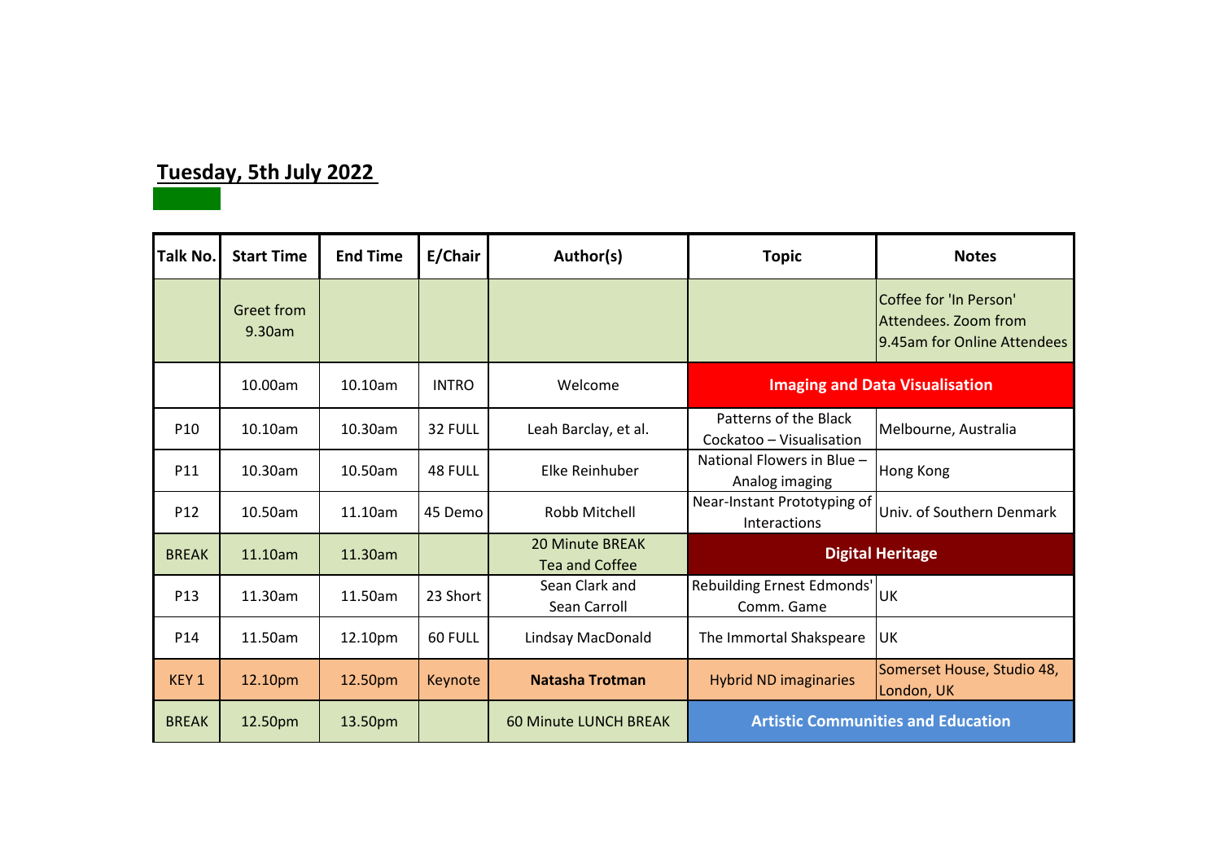## Tuesday, 5th July 2022

| Talk No. | Start Time | End Time | E/Chair | Author(s) | Topic | Notes |
| --- | --- | --- | --- | --- | --- | --- |
| | Greet from 9.30am | | | | | Coffee for 'In Person' Attendees. Zoom from 9.45am for Online Attendees |
| | 10.00am | 10.10am | INTRO | Welcome | **Imaging and Data Visualisation** | |
| P10 | 10.10am | 10.30am | 32 FULL | Leah Barclay, et al. | Patterns of the Black Cockatoo – Visualisation | Melbourne, Australia |
| P11 | 10.30am | 10.50am | 48 FULL | Elke Reinhuber | National Flowers in Blue – Analog imaging | Hong Kong |
| P12 | 10.50am | 11.10am | 45 Demo | Robb Mitchell | Near-Instant Prototyping of Interactions | Univ. of Southern Denmark |
| BREAK | 11.10am | 11.30am | | 20 Minute BREAK Tea and Coffee | **Digital Heritage** | |
| P13 | 11.30am | 11.50am | 23 Short | Sean Clark and Sean Carroll | Rebuilding Ernest Edmonds' Comm. Game | UK |
| P14 | 11.50am | 12.10pm | 60 FULL | Lindsay MacDonald | The Immortal Shakspeare | UK |
| KEY 1 | 12.10pm | 12.50pm | Keynote | **Natasha Trotman** | Hybrid ND imaginaries | Somerset House, Studio 48, London, UK |
| BREAK | 12.50pm | 13.50pm | | 60 Minute LUNCH BREAK | **Artistic Communities and Education** | |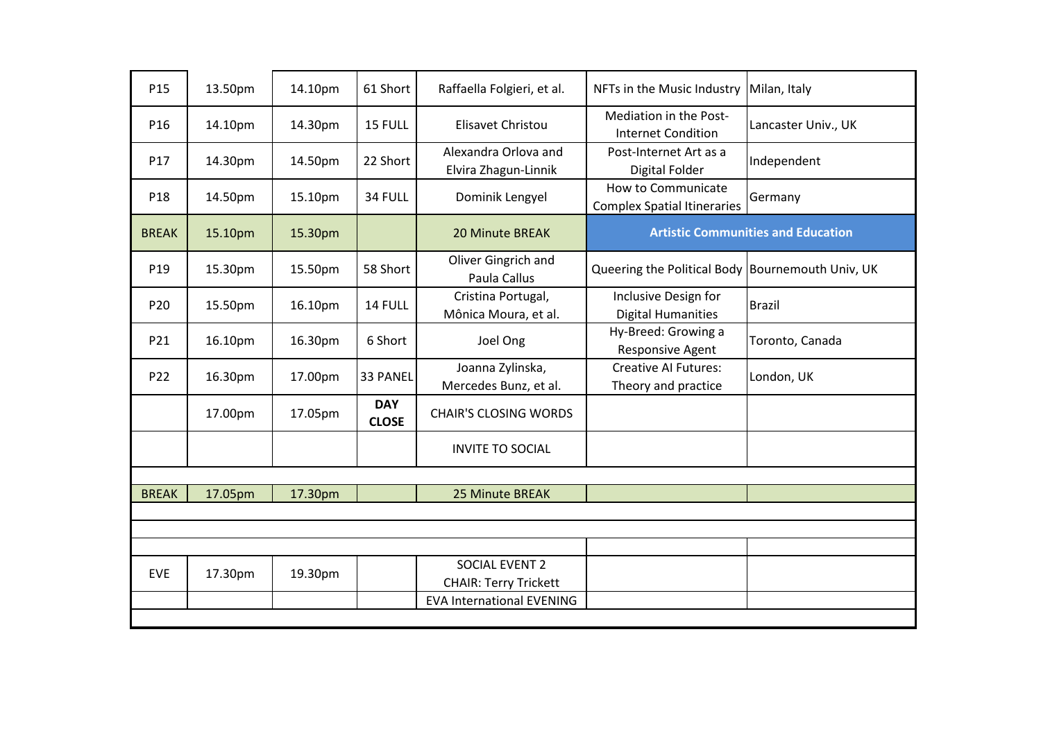| P15 | 13.50pm | 14.10pm | 61 Short | Raffaella Folgieri, et al. | NFTs in the Music Industry | Milan, Italy |
|---|---|---|---|---|---|---|
| P16 | 14.10pm | 14.30pm | 15 FULL | Elisavet Christou | Mediation in the Post-Internet Condition | Lancaster Univ., UK |
| P17 | 14.30pm | 14.50pm | 22 Short | Alexandra Orlova and Elvira Zhagun-Linnik | Post-Internet Art as a Digital Folder | Independent |
| P18 | 14.50pm | 15.10pm | 34 FULL | Dominik Lengyel | How to Communicate Complex Spatial Itineraries | Germany |
| BREAK | 15.10pm | 15.30pm | | 20 Minute BREAK | **Artistic Communities and Education** | |
| P19 | 15.30pm | 15.50pm | 58 Short | Oliver Gingrich and Paula Callus | Queering the Political Body | Bournemouth Univ, UK |
| P20 | 15.50pm | 16.10pm | 14 FULL | Cristina Portugal, Mônica Moura, et al. | Inclusive Design for Digital Humanities | Brazil |
| P21 | 16.10pm | 16.30pm | 6 Short | Joel Ong | Hy-Breed: Growing a Responsive Agent | Toronto, Canada |
| P22 | 16.30pm | 17.00pm | 33 PANEL | Joanna Zylinska, Mercedes Bunz, et al. | Creative AI Futures: Theory and practice | London, UK |
| | 17.00pm | 17.05pm | **DAY CLOSE** | CHAIR'S CLOSING WORDS | | |
| | | | | INVITE TO SOCIAL | | |
| | | | | | | |
| BREAK | 17.05pm | 17.30pm | | 25 Minute BREAK | | |
| | | | | | | |
| | | | | | | |
| | | | | | | |
| EVE | 17.30pm | 19.30pm | | SOCIAL EVENT 2 CHAIR: Terry Trickett | | |
| | | | | EVA International EVENING | | |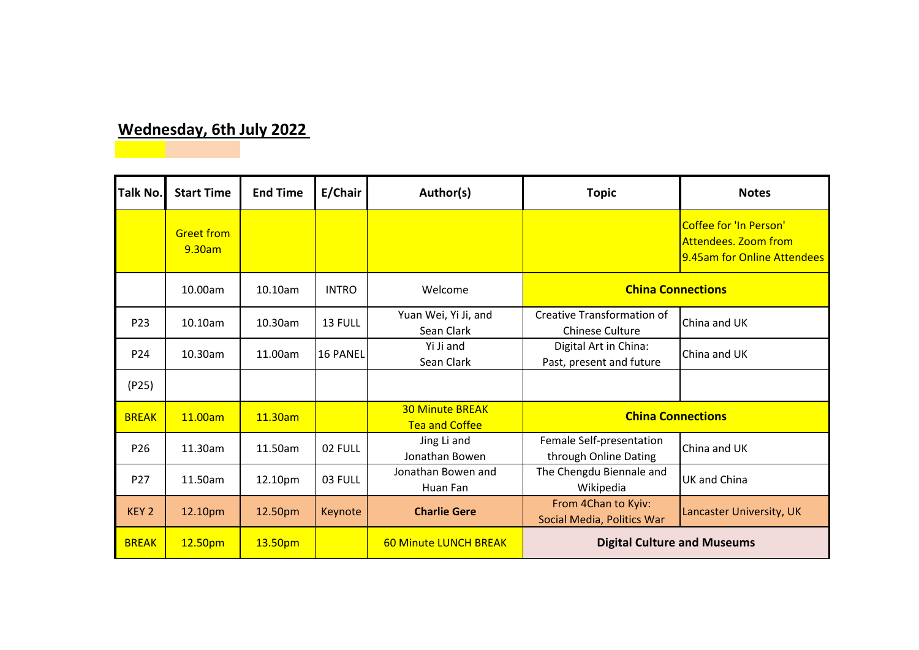## Wednesday, 6th July 2022

| Talk No. | Start Time | End Time | E/Chair | Author(s) | Topic | Notes |
|---|---|---|---|---|---|---|
| | Greet from 9.30am | | | | | Coffee for 'In Person' Attendees. Zoom from 9.45am for Online Attendees |
| | 10.00am | 10.10am | INTRO | Welcome | **China Connections** | |
| P23 | 10.10am | 10.30am | 13 FULL | Yuan Wei, Yi Ji, and Sean Clark | Creative Transformation of Chinese Culture | China and UK |
| P24 | 10.30am | 11.00am | 16 PANEL | Yi Ji and Sean Clark | Digital Art in China: Past, present and future | China and UK |
| (P25) | | | | | | |
| BREAK | 11.00am | 11.30am | | 30 Minute BREAK Tea and Coffee | **China Connections** | |
| P26 | 11.30am | 11.50am | 02 FULL | Jing Li and Jonathan Bowen | Female Self-presentation through Online Dating | China and UK |
| P27 | 11.50am | 12.10pm | 03 FULL | Jonathan Bowen and Huan Fan | The Chengdu Biennale and Wikipedia | UK and China |
| KEY 2 | 12.10pm | 12.50pm | Keynote | **Charlie Gere** | From 4Chan to Kyiv: Social Media, Politics War | Lancaster University, UK |
| BREAK | 12.50pm | 13.50pm | | 60 Minute LUNCH BREAK | **Digital Culture and Museums** | |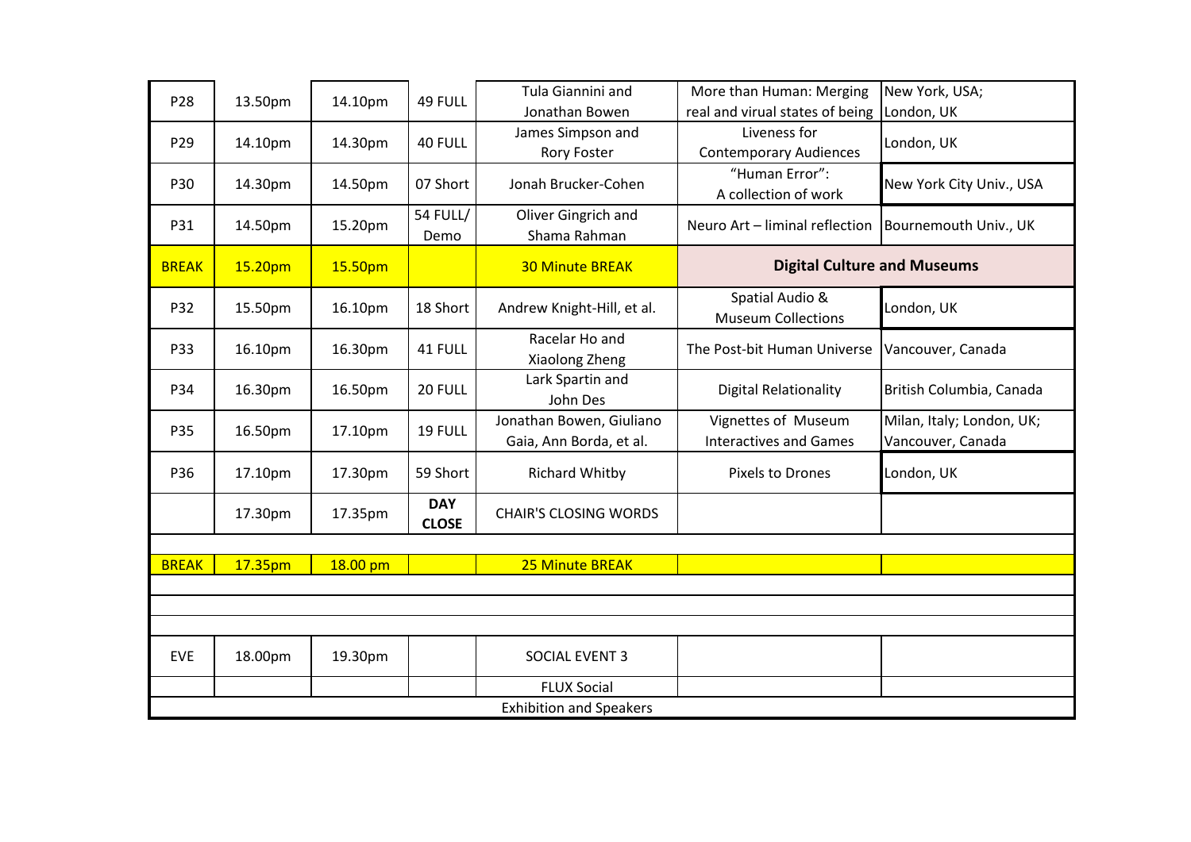| P28 | 13.50pm | 14.10pm | 49 FULL | Tula Giannini and Jonathan Bowen | More than Human: Merging real and virual states of being | New York, USA; London, UK |
|---|---|---|---|---|---|---|
| P29 | 14.10pm | 14.30pm | 40 FULL | James Simpson and Rory Foster | Liveness for Contemporary Audiences | London, UK |
| P30 | 14.30pm | 14.50pm | 07 Short | Jonah Brucker-Cohen | "Human Error": A collection of work | New York City Univ., USA |
| P31 | 14.50pm | 15.20pm | 54 FULL/ Demo | Oliver Gingrich and Shama Rahman | Neuro Art – liminal reflection | Bournemouth Univ., UK |
| BREAK | 15.20pm | 15.50pm | | 30 Minute BREAK | **Digital Culture and Museums** | |
| P32 | 15.50pm | 16.10pm | 18 Short | Andrew Knight-Hill, et al. | Spatial Audio & Museum Collections | London, UK |
| P33 | 16.10pm | 16.30pm | 41 FULL | Racelar Ho and Xiaolong Zheng | The Post-bit Human Universe | Vancouver, Canada |
| P34 | 16.30pm | 16.50pm | 20 FULL | Lark Spartin and John Des | Digital Relationality | British Columbia, Canada |
| P35 | 16.50pm | 17.10pm | 19 FULL | Jonathan Bowen, Giuliano Gaia, Ann Borda, et al. | Vignettes of Museum Interactives and Games | Milan, Italy; London, UK; Vancouver, Canada |
| P36 | 17.10pm | 17.30pm | 59 Short | Richard Whitby | Pixels to Drones | London, UK |
| | 17.30pm | 17.35pm | **DAY CLOSE** | CHAIR'S CLOSING WORDS | | |
| | | | | | | |
| BREAK | 17.35pm | 18.00 pm | | 25 Minute BREAK | | |
| | | | | | | |
| | | | | | | |
| | | | | | | |
| EVE | 18.00pm | 19.30pm | | SOCIAL EVENT 3 | | |
| | | | | FLUX Social | | |
| | | | | Exhibition and Speakers | | |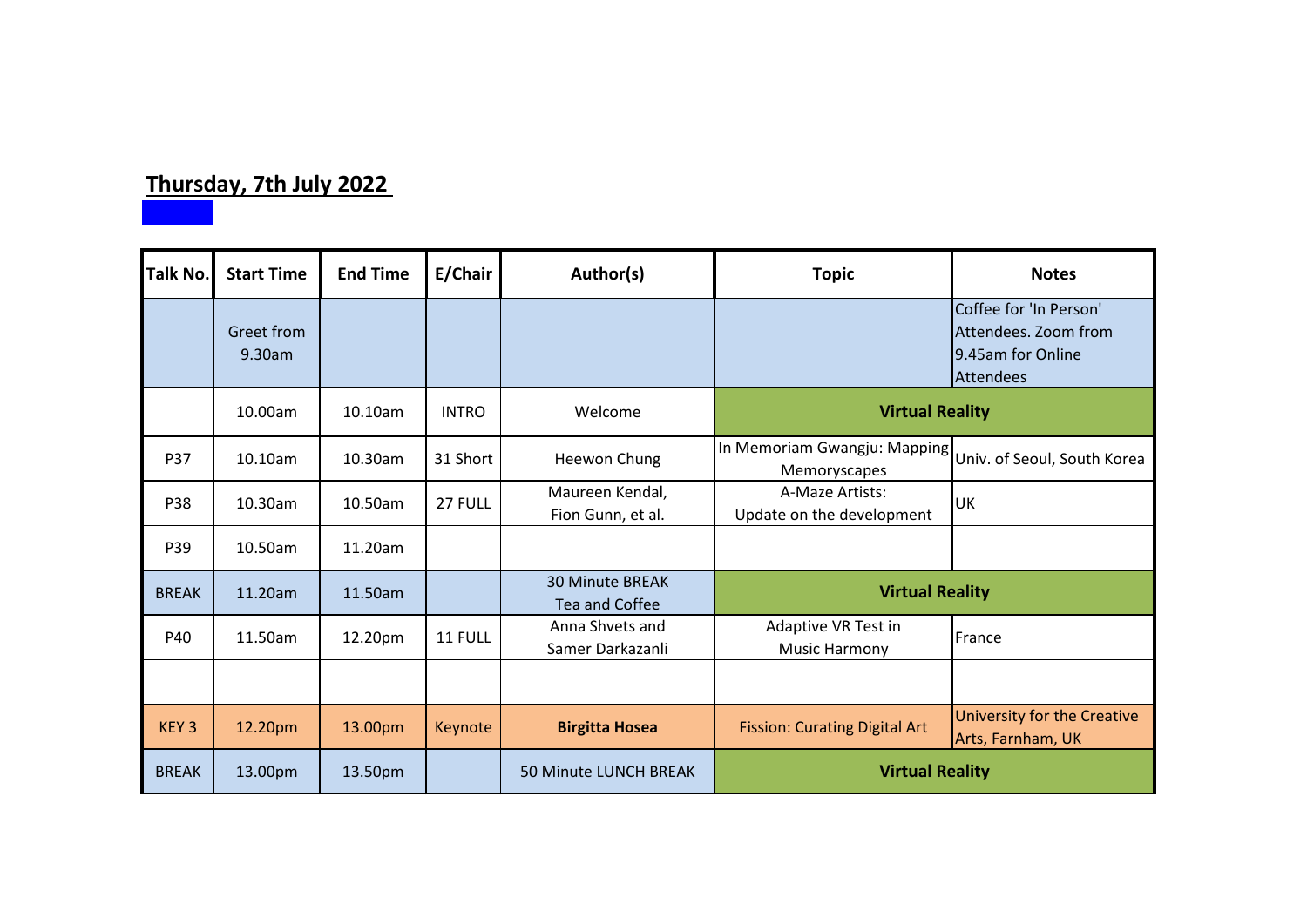**Thursday, 7th July 2022**

| Talk No. | Start Time | End Time | E/Chair | Author(s) | Topic | Notes |
|---|---|---|---|---|---|---|
| | Greet from 9.30am | | | | | Coffee for 'In Person' Attendees. Zoom from 9.45am for Online Attendees |
| | 10.00am | 10.10am | INTRO | Welcome | **Virtual Reality** | |
| P37 | 10.10am | 10.30am | 31 Short | Heewon Chung | In Memoriam Gwangju: Mapping Memoryscapes | Univ. of Seoul, South Korea |
| P38 | 10.30am | 10.50am | 27 FULL | Maureen Kendal, Fion Gunn, et al. | A-Maze Artists: Update on the development | UK |
| P39 | 10.50am | 11.20am | | | | |
| BREAK | 11.20am | 11.50am | | 30 Minute BREAK Tea and Coffee | **Virtual Reality** | |
| P40 | 11.50am | 12.20pm | 11 FULL | Anna Shvets and Samer Darkazanli | Adaptive VR Test in Music Harmony | France |
| | | | | | | |
| KEY 3 | 12.20pm | 13.00pm | Keynote | **Birgitta Hosea** | Fission: Curating Digital Art | University for the Creative Arts, Farnham, UK |
| BREAK | 13.00pm | 13.50pm | | 50 Minute LUNCH BREAK | **Virtual Reality** | |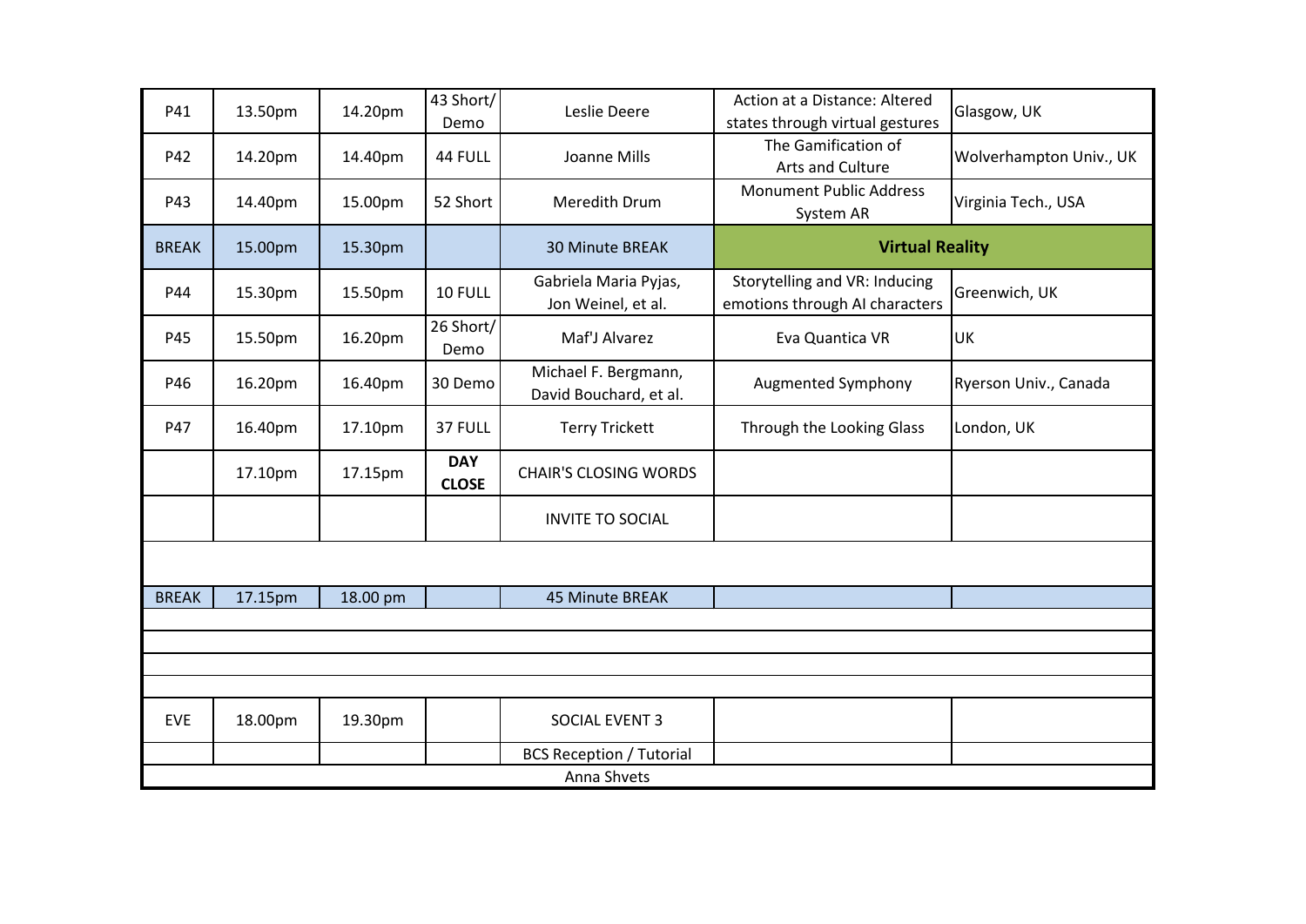| | | | | | | |
|---|---|---|---|---|---|---|
| P41 | 13.50pm | 14.20pm | 43 Short/ Demo | Leslie Deere | Action at a Distance: Altered states through virtual gestures | Glasgow, UK |
| P42 | 14.20pm | 14.40pm | 44 FULL | Joanne Mills | The Gamification of Arts and Culture | Wolverhampton Univ., UK |
| P43 | 14.40pm | 15.00pm | 52 Short | Meredith Drum | Monument Public Address System AR | Virginia Tech., USA |
| BREAK | 15.00pm | 15.30pm | | 30 Minute BREAK | **Virtual Reality** | |
| P44 | 15.30pm | 15.50pm | 10 FULL | Gabriela Maria Pyjas, Jon Weinel, et al. | Storytelling and VR: Inducing emotions through AI characters | Greenwich, UK |
| P45 | 15.50pm | 16.20pm | 26 Short/ Demo | Maf'J Alvarez | Eva Quantica VR | UK |
| P46 | 16.20pm | 16.40pm | 30 Demo | Michael F. Bergmann, David Bouchard, et al. | Augmented Symphony | Ryerson Univ., Canada |
| P47 | 16.40pm | 17.10pm | 37 FULL | Terry Trickett | Through the Looking Glass | London, UK |
| | 17.10pm | 17.15pm | **DAY CLOSE** | CHAIR'S CLOSING WORDS | | |
| | | | | INVITE TO SOCIAL | | |
| | | | | | | |
| BREAK | 17.15pm | 18.00 pm | | 45 Minute BREAK | | |
| | | | | | | |
| | | | | | | |
| | | | | | | |
| | | | | | | |
| EVE | 18.00pm | 19.30pm | | SOCIAL EVENT 3 | | |
| | | | | BCS Reception / Tutorial | | |
| | | | | Anna Shvets | | |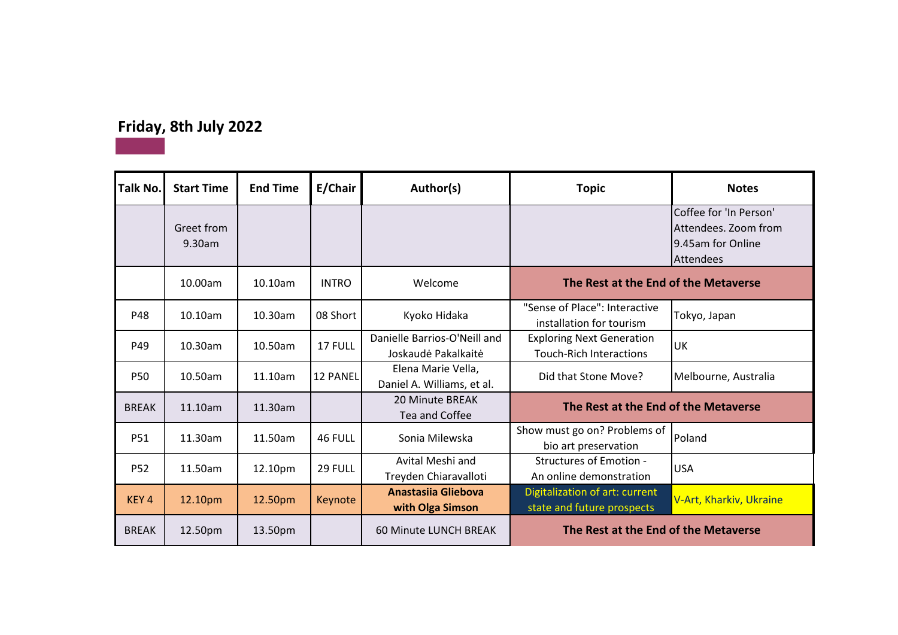## Friday, 8th July 2022

| Talk No. | Start Time | End Time | E/Chair | Author(s) | Topic | Notes |
|---|---|---|---|---|---|---|
| | Greet from 9.30am | | | | | Coffee for 'In Person' Attendees. Zoom from 9.45am for Online Attendees |
| | 10.00am | 10.10am | INTRO | Welcome | **The Rest at the End of the Metaverse** | |
| P48 | 10.10am | 10.30am | 08 Short | Kyoko Hidaka | "Sense of Place": Interactive installation for tourism | Tokyo, Japan |
| P49 | 10.30am | 10.50am | 17 FULL | Danielle Barrios-O'Neill and Joskaudė Pakalkaitė | Exploring Next Generation Touch-Rich Interactions | UK |
| P50 | 10.50am | 11.10am | 12 PANEL | Elena Marie Vella, Daniel A. Williams, et al. | Did that Stone Move? | Melbourne, Australia |
| BREAK | 11.10am | 11.30am | | 20 Minute BREAK Tea and Coffee | **The Rest at the End of the Metaverse** | |
| P51 | 11.30am | 11.50am | 46 FULL | Sonia Milewska | Show must go on? Problems of bio art preservation | Poland |
| P52 | 11.50am | 12.10pm | 29 FULL | Avital Meshi and Treyden Chiaravalloti | Structures of Emotion - An online demonstration | USA |
| KEY 4 | 12.10pm | 12.50pm | Keynote | **Anastasiia Gliebova with Olga Simson** | Digitalization of art: current state and future prospects | V-Art, Kharkiv, Ukraine |
| BREAK | 12.50pm | 13.50pm | | 60 Minute LUNCH BREAK | **The Rest at the End of the Metaverse** | |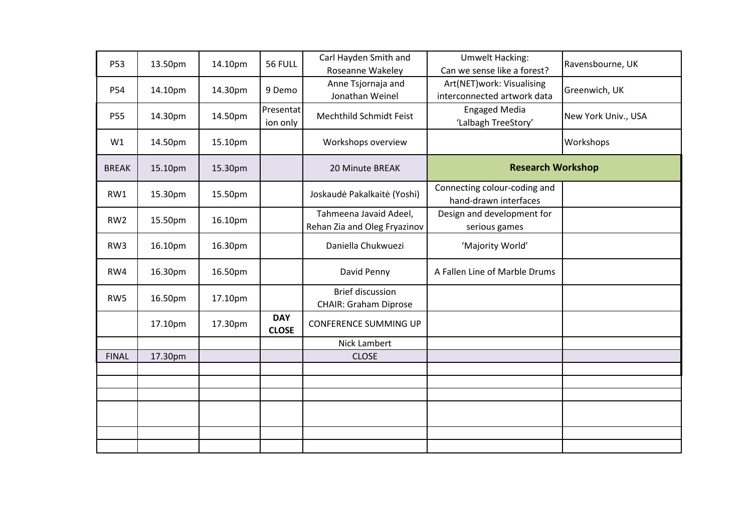| | | | | | | |
|---|---|---|---|---|---|---|
| P53 | 13.50pm | 14.10pm | 56 FULL | Carl Hayden Smith and Roseanne Wakeley | Umwelt Hacking: Can we sense like a forest? | Ravensbourne, UK |
| P54 | 14.10pm | 14.30pm | 9 Demo | Anne Tsjornaja and Jonathan Weinel | Art(NET)work: Visualising interconnected artwork data | Greenwich, UK |
| P55 | 14.30pm | 14.50pm | Presentation only | Mechthild Schmidt Feist | Engaged Media 'Lalbagh TreeStory' | New York Univ., USA |
| W1 | 14.50pm | 15.10pm | | Workshops overview | | Workshops |
| BREAK | 15.10pm | 15.30pm | | 20 Minute BREAK | **Research Workshop** | |
| RW1 | 15.30pm | 15.50pm | | Joskaudė Pakalkaitė (Yoshi) | Connecting colour-coding and hand-drawn interfaces | |
| RW2 | 15.50pm | 16.10pm | | Tahmeena Javaid Adeel, Rehan Zia and Oleg Fryazinov | Design and development for serious games | |
| RW3 | 16.10pm | 16.30pm | | Daniella Chukwuezi | 'Majority World' | |
| RW4 | 16.30pm | 16.50pm | | David Penny | A Fallen Line of Marble Drums | |
| RW5 | 16.50pm | 17.10pm | | Brief discussion CHAIR: Graham Diprose | | |
| | 17.10pm | 17.30pm | **DAY CLOSE** | CONFERENCE SUMMING UP | | |
| | | | | Nick Lambert | | |
| FINAL | 17.30pm | | | CLOSE | | |